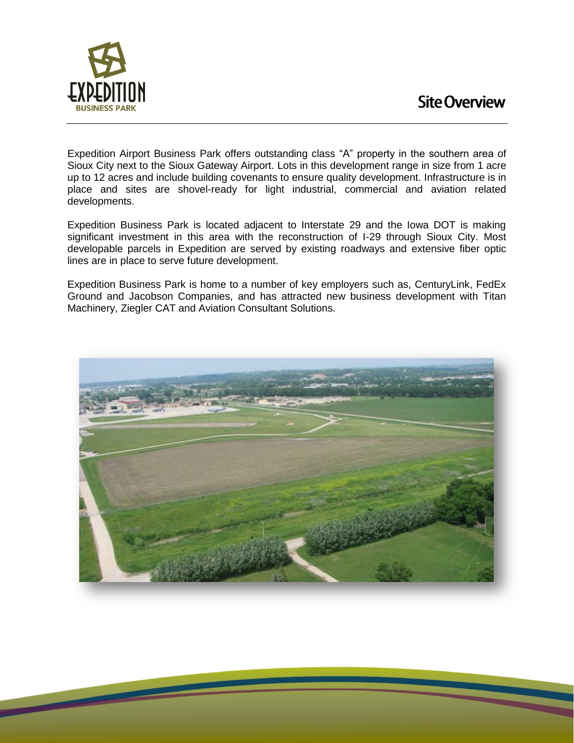# Site Overview

Expedition Airport Business Park offers outstanding class "A" property in the southern area of Sioux City next to the Sioux Gateway Airport. Lots in this development range in size from 1 acre up to 12 acres and include building covenants to ensure quality development. Infrastructure is in place and sites are shovel-ready for light industrial, commercial and aviation related developments.

Expedition Business Park is located adjacent to Interstate 29 and the Iowa DOT is making significant investment in this area with the reconstruction of I-29 through Sioux City. Most developable parcels in Expedition are served by existing roadways and extensive fiber optic lines are in place to serve future development.

Expedition Business Park is home to a number of key employers such as, CenturyLink, FedEx Ground and Jacobson Companies, and has attracted new business development with Titan Machinery, Ziegler CAT and Aviation Consultant Solutions.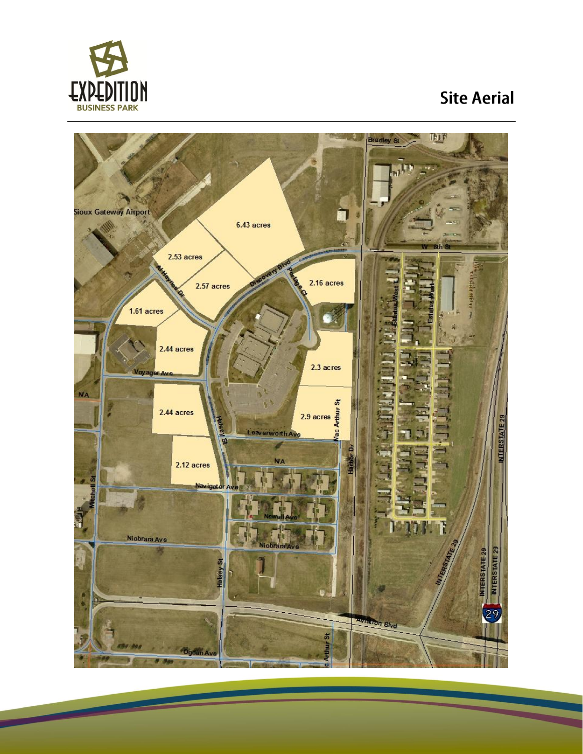# Site Aerial

Sioux Gateway Airport

6.43 acres

2.53 acres

2.57 acres

2.16 acres

1.61 acres

2.44 acres

2.3 acres

2.44 acres

2.9 acres

2.12 acres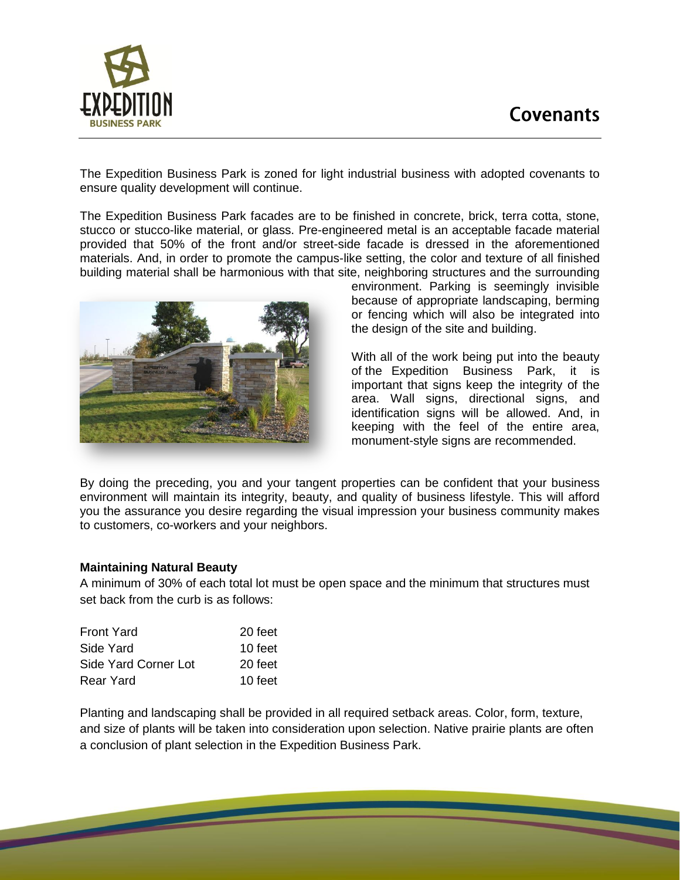# Covenants

The Expedition Business Park is zoned for light industrial business with adopted covenants to ensure quality development will continue.

The Expedition Business Park facades are to be finished in concrete, brick, terra cotta, stone, stucco or stucco-like material, or glass. Pre-engineered metal is an acceptable facade material provided that 50% of the front and/or street-side facade is dressed in the aforementioned materials. And, in order to promote the campus-like setting, the color and texture of all finished building material shall be harmonious with that site, neighboring structures and the surrounding environment. Parking is seemingly invisible because of appropriate landscaping, berming or fencing which will also be integrated into the design of the site and building.

With all of the work being put into the beauty of the Expedition Business Park, it is important that signs keep the integrity of the area. Wall signs, directional signs, and identification signs will be allowed. And, in keeping with the feel of the entire area, monument-style signs are recommended.

By doing the preceding, you and your tangent properties can be confident that your business environment will maintain its integrity, beauty, and quality of business lifestyle. This will afford you the assurance you desire regarding the visual impression your business community makes to customers, co-workers and your neighbors.

**Maintaining Natural Beauty**

A minimum of 30% of each total lot must be open space and the minimum that structures must set back from the curb is as follows:

| | |
|---|---|
| Front Yard | 20 feet |
| Side Yard | 10 feet |
| Side Yard Corner Lot | 20 feet |
| Rear Yard | 10 feet |

Planting and landscaping shall be provided in all required setback areas. Color, form, texture, and size of plants will be taken into consideration upon selection. Native prairie plants are often a conclusion of plant selection in the Expedition Business Park.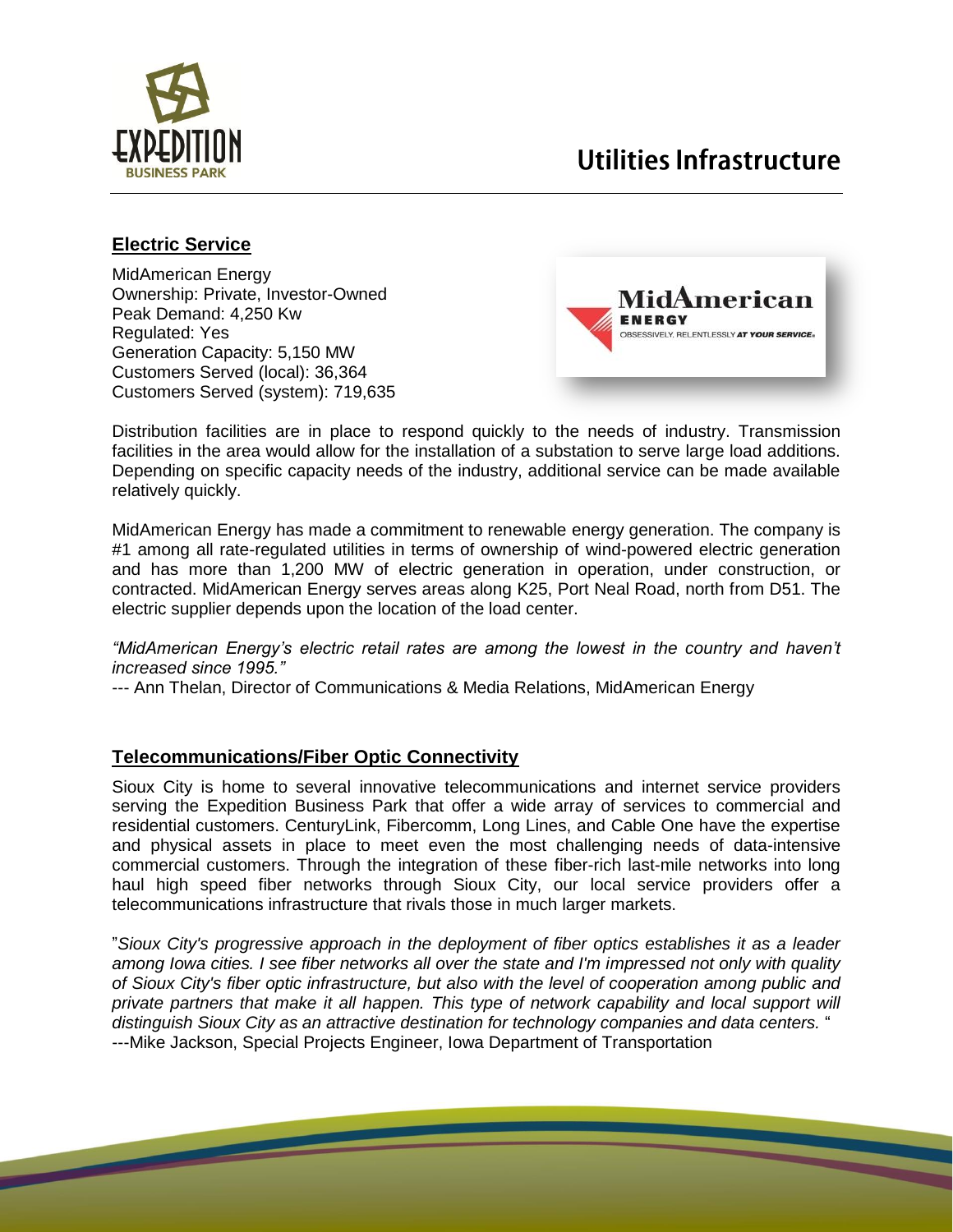# Utilities Infrastructure

## Electric Service

MidAmerican Energy
Ownership: Private, Investor-Owned
Peak Demand: 4,250 Kw
Regulated: Yes
Generation Capacity: 5,150 MW
Customers Served (local): 36,364
Customers Served (system): 719,635

Distribution facilities are in place to respond quickly to the needs of industry. Transmission facilities in the area would allow for the installation of a substation to serve large load additions. Depending on specific capacity needs of the industry, additional service can be made available relatively quickly.

MidAmerican Energy has made a commitment to renewable energy generation. The company is #1 among all rate-regulated utilities in terms of ownership of wind-powered electric generation and has more than 1,200 MW of electric generation in operation, under construction, or contracted. MidAmerican Energy serves areas along K25, Port Neal Road, north from D51. The electric supplier depends upon the location of the load center.

*"MidAmerican Energy's electric retail rates are among the lowest in the country and haven't increased since 1995."*

--- Ann Thelan, Director of Communications & Media Relations, MidAmerican Energy

## Telecommunications/Fiber Optic Connectivity

Sioux City is home to several innovative telecommunications and internet service providers serving the Expedition Business Park that offer a wide array of services to commercial and residential customers. CenturyLink, Fibercomm, Long Lines, and Cable One have the expertise and physical assets in place to meet even the most challenging needs of data-intensive commercial customers. Through the integration of these fiber-rich last-mile networks into long haul high speed fiber networks through Sioux City, our local service providers offer a telecommunications infrastructure that rivals those in much larger markets.

"*Sioux City's progressive approach in the deployment of fiber optics establishes it as a leader among Iowa cities. I see fiber networks all over the state and I'm impressed not only with quality of Sioux City's fiber optic infrastructure, but also with the level of cooperation among public and private partners that make it all happen. This type of network capability and local support will distinguish Sioux City as an attractive destination for technology companies and data centers.* "

---Mike Jackson, Special Projects Engineer, Iowa Department of Transportation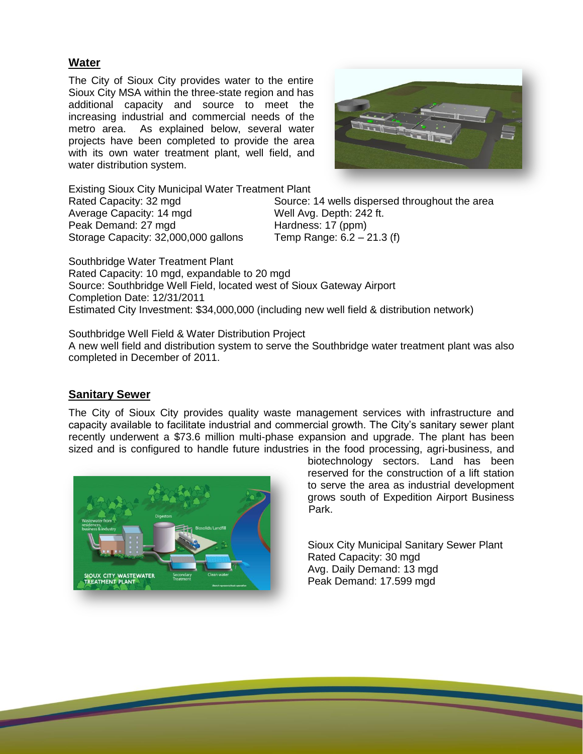## Water

The City of Sioux City provides water to the entire Sioux City MSA within the three-state region and has additional capacity and source to meet the increasing industrial and commercial needs of the metro area. As explained below, several water projects have been completed to provide the area with its own water treatment plant, well field, and water distribution system.

Existing Sioux City Municipal Water Treatment Plant

| | |
|---|---|
| Rated Capacity: 32 mgd | Source: 14 wells dispersed throughout the area |
| Average Capacity: 14 mgd | Well Avg. Depth: 242 ft. |
| Peak Demand: 27 mgd | Hardness: 17 (ppm) |
| Storage Capacity: 32,000,000 gallons | Temp Range: 6.2 – 21.3 (f) |

Southbridge Water Treatment Plant
Rated Capacity: 10 mgd, expandable to 20 mgd
Source: Southbridge Well Field, located west of Sioux Gateway Airport
Completion Date: 12/31/2011
Estimated City Investment: $34,000,000 (including new well field & distribution network)

Southbridge Well Field & Water Distribution Project
A new well field and distribution system to serve the Southbridge water treatment plant was also completed in December of 2011.

## Sanitary Sewer

The City of Sioux City provides quality waste management services with infrastructure and capacity available to facilitate industrial and commercial growth. The City's sanitary sewer plant recently underwent a $73.6 million multi-phase expansion and upgrade. The plant has been sized and is configured to handle future industries in the food processing, agri-business, and biotechnology sectors. Land has been reserved for the construction of a lift station to serve the area as industrial development grows south of Expedition Airport Business Park.

Sioux City Municipal Sanitary Sewer Plant
Rated Capacity: 30 mgd
Avg. Daily Demand: 13 mgd
Peak Demand: 17.599 mgd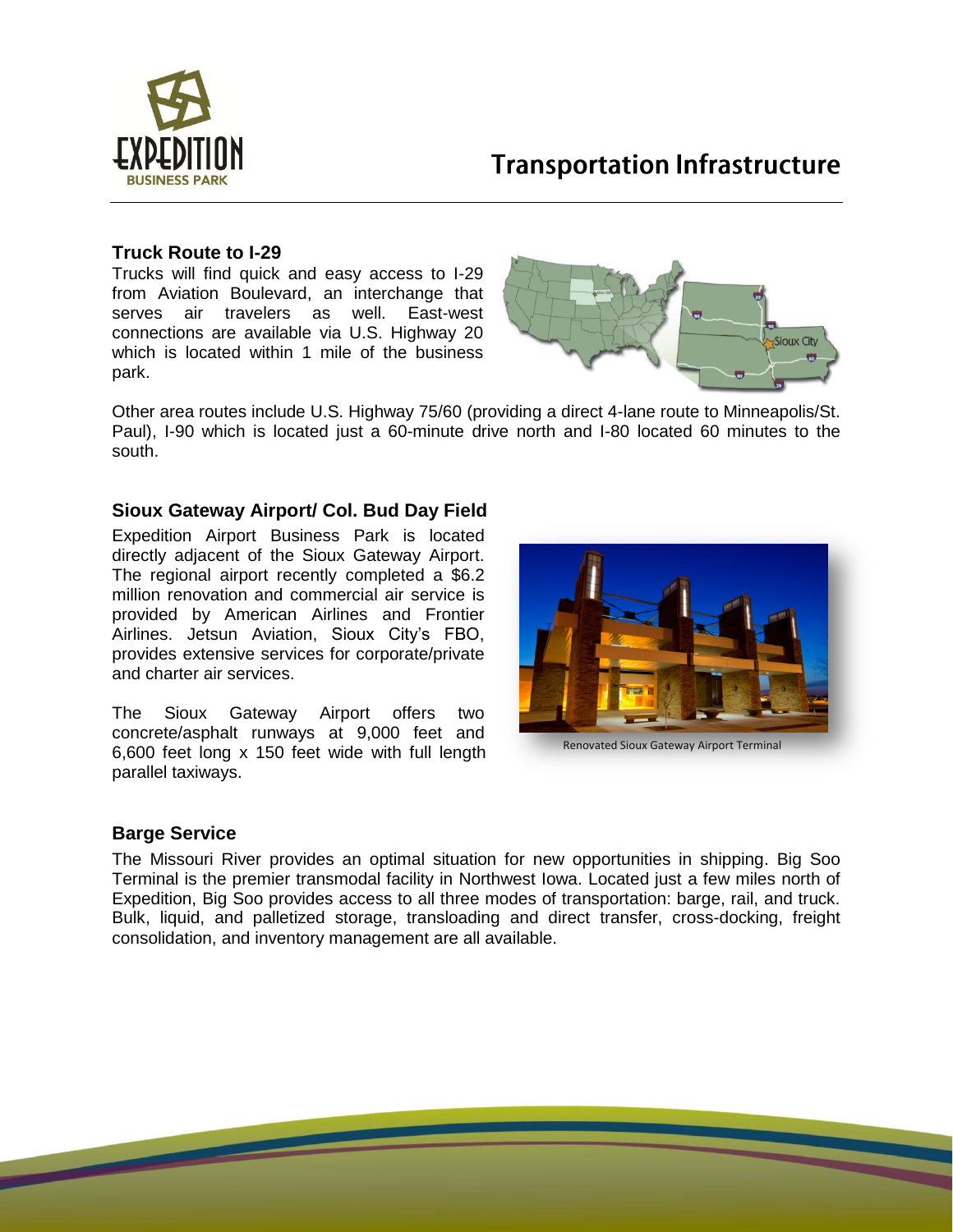# Transportation Infrastructure

### Truck Route to I-29

Trucks will find quick and easy access to I-29 from Aviation Boulevard, an interchange that serves air travelers as well. East-west connections are available via U.S. Highway 20 which is located within 1 mile of the business park.

Other area routes include U.S. Highway 75/60 (providing a direct 4-lane route to Minneapolis/St. Paul), I-90 which is located just a 60-minute drive north and I-80 located 60 minutes to the south.

### Sioux Gateway Airport/ Col. Bud Day Field

Expedition Airport Business Park is located directly adjacent of the Sioux Gateway Airport. The regional airport recently completed a $6.2 million renovation and commercial air service is provided by American Airlines and Frontier Airlines. Jetsun Aviation, Sioux City's FBO, provides extensive services for corporate/private and charter air services.

The Sioux Gateway Airport offers two concrete/asphalt runways at 9,000 feet and 6,600 feet long x 150 feet wide with full length parallel taxiways.

Renovated Sioux Gateway Airport Terminal

### Barge Service

The Missouri River provides an optimal situation for new opportunities in shipping. Big Soo Terminal is the premier transmodal facility in Northwest Iowa. Located just a few miles north of Expedition, Big Soo provides access to all three modes of transportation: barge, rail, and truck. Bulk, liquid, and palletized storage, transloading and direct transfer, cross-docking, freight consolidation, and inventory management are all available.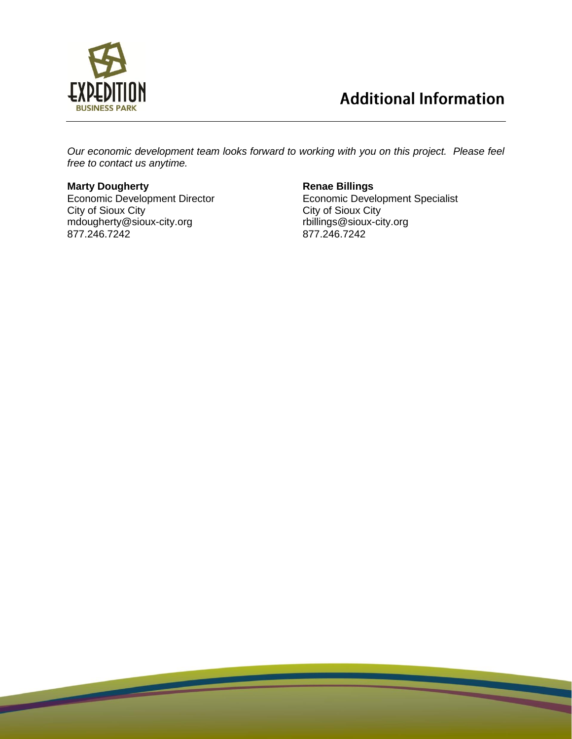EXPEDITION BUSINESS PARK

# Additional Information

*Our economic development team looks forward to working with you on this project. Please feel free to contact us anytime.*

**Marty Dougherty**
Economic Development Director
City of Sioux City
mdougherty@sioux-city.org
877.246.7242

**Renae Billings**
Economic Development Specialist
City of Sioux City
rbillings@sioux-city.org
877.246.7242